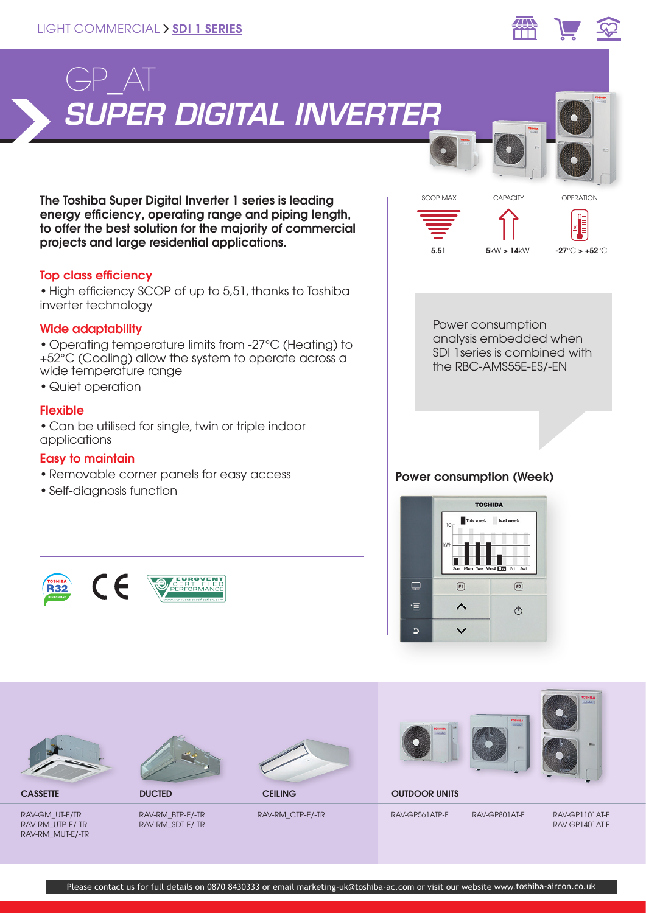LIGHT COMMERCIAL > SDI 1 SERIES

# GP_AT
# SUPER DIGITAL INVERTER

**The Toshiba Super Digital Inverter 1 series is leading energy efficiency, operating range and piping length, to offer the best solution for the majority of commercial projects and large residential applications.**

| SCOP MAX | CAPACITY | OPERATION |
|---|---|---|
| 5.51 | 5kW > 14kW | -27°C > +52°C |

### Top class efficiency

- High efficiency SCOP of up to 5,51, thanks to Toshiba inverter technology

### Wide adaptability

- Operating temperature limits from -27°C (Heating) to +52°C (Cooling) allow the system to operate across a wide temperature range
- Quiet operation

### Flexible

- Can be utilised for single, twin or triple indoor applications

### Easy to maintain

- Removable corner panels for easy access
- Self-diagnosis function

Power consumption analysis embedded when SDI 1series is combined with the RBC-AMS55E-ES/-EN

### Power consumption (Week)

| CASSETTE | DUCTED | CEILING | OUTDOOR UNITS | | |
|---|---|---|---|---|---|
| RAV-GM_UT-E/TR<br>RAV-RM_UTP-E/-TR<br>RAV-RM_MUT-E/-TR | RAV-RM_BTP-E/-TR<br>RAV-RM_SDT-E/-TR | RAV-RM_CTP-E/-TR | RAV-GP561ATP-E | RAV-GP801AT-E | RAV-GP1101AT-E<br>RAV-GP1401AT-E |

Please contact us for full details on 0870 8430333 or email marketing-uk@toshiba-ac.com or visit our website www.toshiba-aircon.co.uk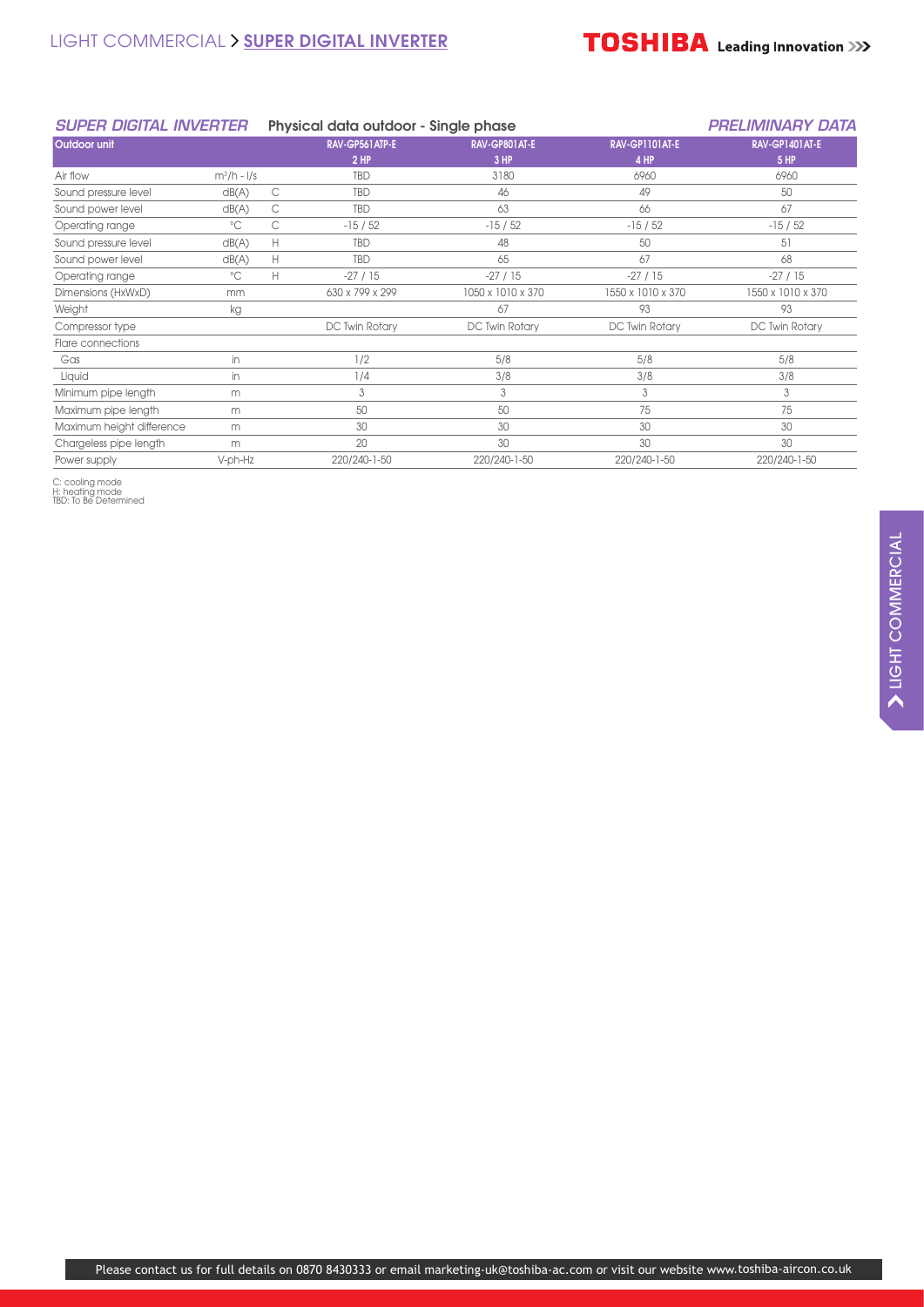LIGHT COMMERCIAL > **SUPER DIGITAL INVERTER**

## *SUPER DIGITAL INVERTER* Physical data outdoor - Single phase *PRELIMINARY DATA*

| Outdoor unit | | | RAV-GP561ATP-E<br>2 HP | RAV-GP801AT-E<br>3 HP | RAV-GP1101AT-E<br>4 HP | RAV-GP1401AT-E<br>5 HP |
|---|---|---|---|---|---|---|
| Air flow | $m^3/h$ - l/s | | TBD | 3180 | 6960 | 6960 |
| Sound pressure level | dB(A) | C | TBD | 46 | 49 | 50 |
| Sound power level | dB(A) | C | TBD | 63 | 66 | 67 |
| Operating range | °C | C | -15 / 52 | -15 / 52 | -15 / 52 | -15 / 52 |
| Sound pressure level | dB(A) | H | TBD | 48 | 50 | 51 |
| Sound power level | dB(A) | H | TBD | 65 | 67 | 68 |
| Operating range | °C | H | -27 / 15 | -27 / 15 | -27 / 15 | -27 / 15 |
| Dimensions (HxWxD) | mm | | 630 x 799 x 299 | 1050 x 1010 x 370 | 1550 x 1010 x 370 | 1550 x 1010 x 370 |
| Weight | kg | | | 67 | 93 | 93 |
| Compressor type | | | DC Twin Rotary | DC Twin Rotary | DC Twin Rotary | DC Twin Rotary |
| Flare connections | | | | | | |
| Gas | in | | 1/2 | 5/8 | 5/8 | 5/8 |
| Liquid | in | | 1/4 | 3/8 | 3/8 | 3/8 |
| Minimum pipe length | m | | 3 | 3 | 3 | 3 |
| Maximum pipe length | m | | 50 | 50 | 75 | 75 |
| Maximum height difference | m | | 30 | 30 | 30 | 30 |
| Chargeless pipe length | m | | 20 | 30 | 30 | 30 |
| Power supply | V-ph-Hz | | 220/240-1-50 | 220/240-1-50 | 220/240-1-50 | 220/240-1-50 |

C: cooling mode
H: heating mode
TBD: To Be Determined

Please contact us for full details on 0870 8430333 or email marketing-uk@toshiba-ac.com or visit our website www.toshiba-aircon.co.uk